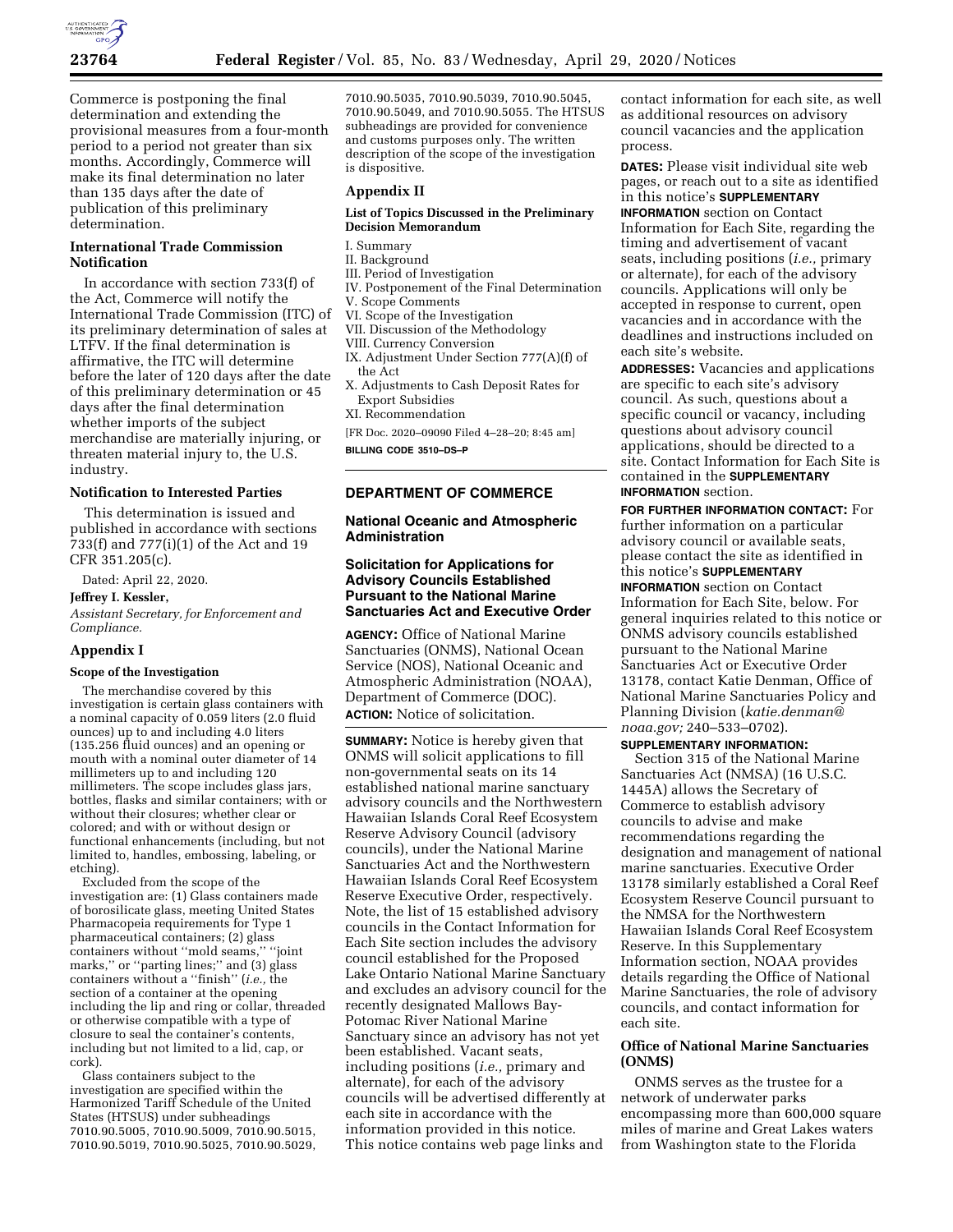Commerce is postponing the final determination and extending the provisional measures from a four-month period to a period not greater than six months. Accordingly, Commerce will make its final determination no later than 135 days after the date of publication of this preliminary determination.

### International Trade Commission Notification

In accordance with section 733(f) of the Act, Commerce will notify the International Trade Commission (ITC) of its preliminary determination of sales at LTFV. If the final determination is affirmative, the ITC will determine before the later of 120 days after the date of this preliminary determination or 45 days after the final determination whether imports of the subject merchandise are materially injuring, or threaten material injury to, the U.S. industry.

### Notification to Interested Parties

This determination is issued and published in accordance with sections 733(f) and 777(i)(1) of the Act and 19 CFR 351.205(c).

Dated: April 22, 2020.

**Jeffrey I. Kessler,**

*Assistant Secretary, for Enforcement and Compliance.*

### Appendix I

#### Scope of the Investigation

The merchandise covered by this investigation is certain glass containers with a nominal capacity of 0.059 liters (2.0 fluid ounces) up to and including 4.0 liters (135.256 fluid ounces) and an opening or mouth with a nominal outer diameter of 14 millimeters up to and including 120 millimeters. The scope includes glass jars, bottles, flasks and similar containers; with or without their closures; whether clear or colored; and with or without design or functional enhancements (including, but not limited to, handles, embossing, labeling, or etching).

Excluded from the scope of the investigation are: (1) Glass containers made of borosilicate glass, meeting United States Pharmacopeia requirements for Type 1 pharmaceutical containers; (2) glass containers without ''mold seams,'' ''joint marks,'' or ''parting lines;'' and (3) glass containers without a ''finish'' (*i.e.,* the section of a container at the opening including the lip and ring or collar, threaded or otherwise compatible with a type of closure to seal the container's contents, including but not limited to a lid, cap, or cork).

Glass containers subject to the investigation are specified within the Harmonized Tariff Schedule of the United States (HTSUS) under subheadings 7010.90.5005, 7010.90.5009, 7010.90.5015, 7010.90.5019, 7010.90.5025, 7010.90.5029, 7010.90.5035, 7010.90.5039, 7010.90.5045, 7010.90.5049, and 7010.90.5055. The HTSUS subheadings are provided for convenience and customs purposes only. The written description of the scope of the investigation is dispositive.

### Appendix II

#### List of Topics Discussed in the Preliminary Decision Memorandum

I. Summary
II. Background
III. Period of Investigation
IV. Postponement of the Final Determination
V. Scope Comments
VI. Scope of the Investigation
VII. Discussion of the Methodology
VIII. Currency Conversion
IX. Adjustment Under Section 777(A)(f) of the Act
X. Adjustments to Cash Deposit Rates for Export Subsidies
XI. Recommendation

[FR Doc. 2020–09090 Filed 4–28–20; 8:45 am]

**BILLING CODE 3510–DS–P**

---

## DEPARTMENT OF COMMERCE

### National Oceanic and Atmospheric Administration

### Solicitation for Applications for Advisory Councils Established Pursuant to the National Marine Sanctuaries Act and Executive Order

**AGENCY:** Office of National Marine Sanctuaries (ONMS), National Ocean Service (NOS), National Oceanic and Atmospheric Administration (NOAA), Department of Commerce (DOC).

**ACTION:** Notice of solicitation.

**SUMMARY:** Notice is hereby given that ONMS will solicit applications to fill non-governmental seats on its 14 established national marine sanctuary advisory councils and the Northwestern Hawaiian Islands Coral Reef Ecosystem Reserve Advisory Council (advisory councils), under the National Marine Sanctuaries Act and the Northwestern Hawaiian Islands Coral Reef Ecosystem Reserve Executive Order, respectively. Note, the list of 15 established advisory councils in the Contact Information for Each Site section includes the advisory council established for the Proposed Lake Ontario National Marine Sanctuary and excludes an advisory council for the recently designated Mallows Bay-Potomac River National Marine Sanctuary since an advisory has not yet been established. Vacant seats, including positions (*i.e.,* primary and alternate), for each of the advisory councils will be advertised differently at each site in accordance with the information provided in this notice. This notice contains web page links and contact information for each site, as well as additional resources on advisory council vacancies and the application process.

**DATES:** Please visit individual site web pages, or reach out to a site as identified in this notice's **SUPPLEMENTARY INFORMATION** section on Contact Information for Each Site, regarding the timing and advertisement of vacant seats, including positions (*i.e.,* primary or alternate), for each of the advisory councils. Applications will only be accepted in response to current, open vacancies and in accordance with the deadlines and instructions included on each site's website.

**ADDRESSES:** Vacancies and applications are specific to each site's advisory council. As such, questions about a specific council or vacancy, including questions about advisory council applications, should be directed to a site. Contact Information for Each Site is contained in the **SUPPLEMENTARY INFORMATION** section.

**FOR FURTHER INFORMATION CONTACT:** For further information on a particular advisory council or available seats, please contact the site as identified in this notice's **SUPPLEMENTARY INFORMATION** section on Contact Information for Each Site, below. For general inquiries related to this notice or ONMS advisory councils established pursuant to the National Marine Sanctuaries Act or Executive Order 13178, contact Katie Denman, Office of National Marine Sanctuaries Policy and Planning Division (*katie.denman@noaa.gov;* 240–533–0702).

**SUPPLEMENTARY INFORMATION:**

Section 315 of the National Marine Sanctuaries Act (NMSA) (16 U.S.C. 1445A) allows the Secretary of Commerce to establish advisory councils to advise and make recommendations regarding the designation and management of national marine sanctuaries. Executive Order 13178 similarly established a Coral Reef Ecosystem Reserve Council pursuant to the NMSA for the Northwestern Hawaiian Islands Coral Reef Ecosystem Reserve. In this Supplementary Information section, NOAA provides details regarding the Office of National Marine Sanctuaries, the role of advisory councils, and contact information for each site.

### Office of National Marine Sanctuaries (ONMS)

ONMS serves as the trustee for a network of underwater parks encompassing more than 600,000 square miles of marine and Great Lakes waters from Washington state to the Florida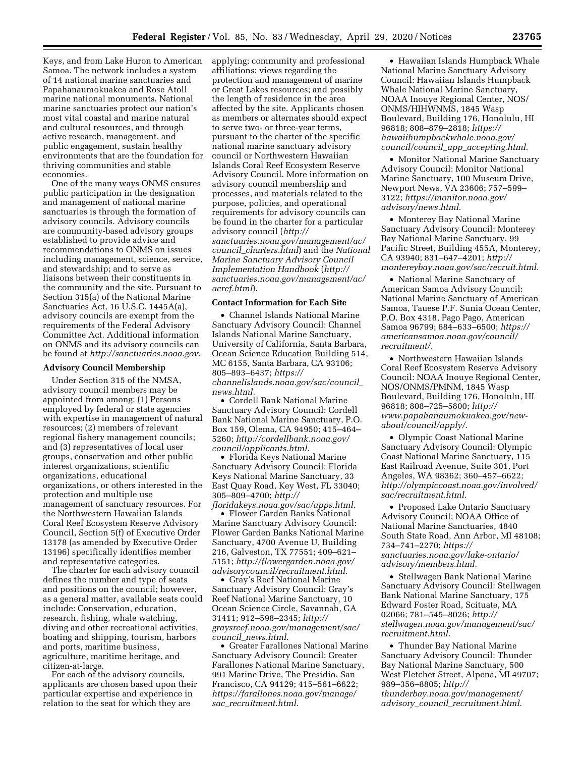Keys, and from Lake Huron to American Samoa. The network includes a system of 14 national marine sanctuaries and Papahanaumokuakea and Rose Atoll marine national monuments. National marine sanctuaries protect our nation's most vital coastal and marine natural and cultural resources, and through active research, management, and public engagement, sustain healthy environments that are the foundation for thriving communities and stable economies.

One of the many ways ONMS ensures public participation in the designation and management of national marine sanctuaries is through the formation of advisory councils. Advisory councils are community-based advisory groups established to provide advice and recommendations to ONMS on issues including management, science, service, and stewardship; and to serve as liaisons between their constituents in the community and the site. Pursuant to Section 315(a) of the National Marine Sanctuaries Act, 16 U.S.C. 1445A(a), advisory councils are exempt from the requirements of the Federal Advisory Committee Act. Additional information on ONMS and its advisory councils can be found at *http://sanctuaries.noaa.gov.*

**Advisory Council Membership**

Under Section 315 of the NMSA, advisory council members may be appointed from among: (1) Persons employed by federal or state agencies with expertise in management of natural resources; (2) members of relevant regional fishery management councils; and (3) representatives of local user groups, conservation and other public interest organizations, scientific organizations, educational organizations, or others interested in the protection and multiple use management of sanctuary resources. For the Northwestern Hawaiian Islands Coral Reef Ecosystem Reserve Advisory Council, Section 5(f) of Executive Order 13178 (as amended by Executive Order 13196) specifically identifies member and representative categories.

The charter for each advisory council defines the number and type of seats and positions on the council; however, as a general matter, available seats could include: Conservation, education, research, fishing, whale watching, diving and other recreational activities, boating and shipping, tourism, harbors and ports, maritime business, agriculture, maritime heritage, and citizen-at-large.

For each of the advisory councils, applicants are chosen based upon their particular expertise and experience in relation to the seat for which they are applying; community and professional affiliations; views regarding the protection and management of marine or Great Lakes resources; and possibly the length of residence in the area affected by the site. Applicants chosen as members or alternates should expect to serve two- or three-year terms, pursuant to the charter of the specific national marine sanctuary advisory council or Northwestern Hawaiian Islands Coral Reef Ecosystem Reserve Advisory Council. More information on advisory council membership and processes, and materials related to the purpose, policies, and operational requirements for advisory councils can be found in the charter for a particular advisory council (*http://sanctuaries.noaa.gov/management/ac/council_charters.html*) and the *National Marine Sanctuary Advisory Council Implementation Handbook* (*http://sanctuaries.noaa.gov/management/ac/acref.html*).

**Contact Information for Each Site**

- Channel Islands National Marine Sanctuary Advisory Council: Channel Islands National Marine Sanctuary, University of California, Santa Barbara, Ocean Science Education Building 514, MC 6155, Santa Barbara, CA 93106; 805–893–6437; *https://channelislands.noaa.gov/sac/council_news.html.*
- Cordell Bank National Marine Sanctuary Advisory Council: Cordell Bank National Marine Sanctuary, P.O. Box 159, Olema, CA 94950; 415–464–5260; *http://cordellbank.noaa.gov/council/applicants.html.*
- Florida Keys National Marine Sanctuary Advisory Council: Florida Keys National Marine Sanctuary, 33 East Quay Road, Key West, FL 33040; 305–809–4700; *http://floridakeys.noaa.gov/sac/apps.html.*
- Flower Garden Banks National Marine Sanctuary Advisory Council: Flower Garden Banks National Marine Sanctuary, 4700 Avenue U, Building 216, Galveston, TX 77551; 409–621–5151; *http://flowergarden.noaa.gov/advisorycouncil/recruitment.html.*
- Gray's Reef National Marine Sanctuary Advisory Council: Gray's Reef National Marine Sanctuary, 10 Ocean Science Circle, Savannah, GA 31411; 912–598–2345; *http://graysreef.noaa.gov/management/sac/council_news.html.*
- Greater Farallones National Marine Sanctuary Advisory Council: Greater Farallones National Marine Sanctuary, 991 Marine Drive, The Presidio, San Francisco, CA 94129; 415–561–6622; *https://farallones.noaa.gov/manage/sac_recruitment.html.*
- Hawaiian Islands Humpback Whale National Marine Sanctuary Advisory Council: Hawaiian Islands Humpback Whale National Marine Sanctuary, NOAA Inouye Regional Center, NOS/ONMS/HIHWNMS, 1845 Wasp Boulevard, Building 176, Honolulu, HI 96818; 808–879–2818; *https://hawaiihumpbackwhale.noaa.gov/council/council_app_accepting.html.*
- Monitor National Marine Sanctuary Advisory Council: Monitor National Marine Sanctuary, 100 Museum Drive, Newport News, VA 23606; 757–599–3122; *https://monitor.noaa.gov/advisory/news.html.*
- Monterey Bay National Marine Sanctuary Advisory Council: Monterey Bay National Marine Sanctuary, 99 Pacific Street, Building 455A, Monterey, CA 93940; 831–647–4201; *http://montereybay.noaa.gov/sac/recruit.html.*
- National Marine Sanctuary of American Samoa Advisory Council: National Marine Sanctuary of American Samoa, Tauese P.F. Sunia Ocean Center, P.O. Box 4318, Pago Pago, American Samoa 96799; 684–633–6500; *https://americansamoa.noaa.gov/council/recruitment/.*
- Northwestern Hawaiian Islands Coral Reef Ecosystem Reserve Advisory Council: NOAA Inouye Regional Center, NOS/ONMS/PMNM, 1845 Wasp Boulevard, Building 176, Honolulu, HI 96818; 808–725–5800; *http://www.papahanaumokuakea.gov/new-about/council/apply/.*
- Olympic Coast National Marine Sanctuary Advisory Council: Olympic Coast National Marine Sanctuary, 115 East Railroad Avenue, Suite 301, Port Angeles, WA 98362; 360–457–6622; *http://olympiccoast.noaa.gov/involved/sac/recruitment.html.*
- Proposed Lake Ontario Sanctuary Advisory Council; NOAA Office of National Marine Sanctuaries, 4840 South State Road, Ann Arbor, MI 48108; 734–741–2270; *https://sanctuaries.noaa.gov/lake-ontario/advisory/members.html.*
- Stellwagen Bank National Marine Sanctuary Advisory Council: Stellwagen Bank National Marine Sanctuary, 175 Edward Foster Road, Scituate, MA 02066; 781–545–8026; *http://stellwagen.noaa.gov/management/sac/recruitment.html.*
- Thunder Bay National Marine Sanctuary Advisory Council: Thunder Bay National Marine Sanctuary, 500 West Fletcher Street, Alpena, MI 49707; 989–356–8805; *http://thunderbay.noaa.gov/management/advisory_council_recruitment.html.*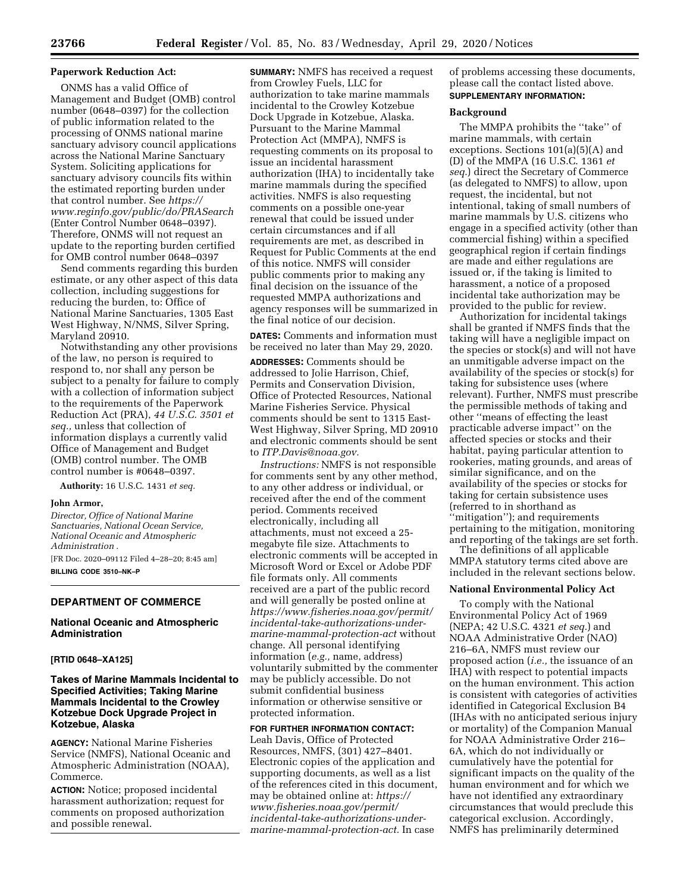### Paperwork Reduction Act:

ONMS has a valid Office of Management and Budget (OMB) control number (0648–0397) for the collection of public information related to the processing of ONMS national marine sanctuary advisory council applications across the National Marine Sanctuary System. Soliciting applications for sanctuary advisory councils fits within the estimated reporting burden under that control number. See *https://www.reginfo.gov/public/do/PRASearch* (Enter Control Number 0648–0397). Therefore, ONMS will not request an update to the reporting burden certified for OMB control number 0648–0397

Send comments regarding this burden estimate, or any other aspect of this data collection, including suggestions for reducing the burden, to: Office of National Marine Sanctuaries, 1305 East West Highway, N/NMS, Silver Spring, Maryland 20910.

Notwithstanding any other provisions of the law, no person is required to respond to, nor shall any person be subject to a penalty for failure to comply with a collection of information subject to the requirements of the Paperwork Reduction Act (PRA), *44 U.S.C. 3501 et seq.,* unless that collection of information displays a currently valid Office of Management and Budget (OMB) control number. The OMB control number is #0648–0397.

**Authority:** 16 U.S.C. 1431 *et seq.*

**John Armor,**

*Director, Office of National Marine Sanctuaries, National Ocean Service, National Oceanic and Atmospheric Administration .*

[FR Doc. 2020–09112 Filed 4–28–20; 8:45 am]

**BILLING CODE 3510–NK–P**

## DEPARTMENT OF COMMERCE

### National Oceanic and Atmospheric Administration

**[RTID 0648–XA125]**

### Takes of Marine Mammals Incidental to Specified Activities; Taking Marine Mammals Incidental to the Crowley Kotzebue Dock Upgrade Project in Kotzebue, Alaska

**AGENCY:** National Marine Fisheries Service (NMFS), National Oceanic and Atmospheric Administration (NOAA), Commerce.

**ACTION:** Notice; proposed incidental harassment authorization; request for comments on proposed authorization and possible renewal.

**SUMMARY:** NMFS has received a request from Crowley Fuels, LLC for authorization to take marine mammals incidental to the Crowley Kotzebue Dock Upgrade in Kotzebue, Alaska. Pursuant to the Marine Mammal Protection Act (MMPA), NMFS is requesting comments on its proposal to issue an incidental harassment authorization (IHA) to incidentally take marine mammals during the specified activities. NMFS is also requesting comments on a possible one-year renewal that could be issued under certain circumstances and if all requirements are met, as described in Request for Public Comments at the end of this notice. NMFS will consider public comments prior to making any final decision on the issuance of the requested MMPA authorizations and agency responses will be summarized in the final notice of our decision.

**DATES:** Comments and information must be received no later than May 29, 2020.

**ADDRESSES:** Comments should be addressed to Jolie Harrison, Chief, Permits and Conservation Division, Office of Protected Resources, National Marine Fisheries Service. Physical comments should be sent to 1315 East-West Highway, Silver Spring, MD 20910 and electronic comments should be sent to *ITP.Davis@noaa.gov.*

*Instructions:* NMFS is not responsible for comments sent by any other method, to any other address or individual, or received after the end of the comment period. Comments received electronically, including all attachments, must not exceed a 25-megabyte file size. Attachments to electronic comments will be accepted in Microsoft Word or Excel or Adobe PDF file formats only. All comments received are a part of the public record and will generally be posted online at *https://www.fisheries.noaa.gov/permit/incidental-take-authorizations-under-marine-mammal-protection-act* without change. All personal identifying information (*e.g.,* name, address) voluntarily submitted by the commenter may be publicly accessible. Do not submit confidential business information or otherwise sensitive or protected information.

**FOR FURTHER INFORMATION CONTACT:** Leah Davis, Office of Protected Resources, NMFS, (301) 427–8401. Electronic copies of the application and supporting documents, as well as a list of the references cited in this document, may be obtained online at: *https://www.fisheries.noaa.gov/permit/incidental-take-authorizations-under-marine-mammal-protection-act.* In case of problems accessing these documents, please call the contact listed above.

**SUPPLEMENTARY INFORMATION:**

### Background

The MMPA prohibits the ''take'' of marine mammals, with certain exceptions. Sections 101(a)(5)(A) and (D) of the MMPA (16 U.S.C. 1361 *et seq.*) direct the Secretary of Commerce (as delegated to NMFS) to allow, upon request, the incidental, but not intentional, taking of small numbers of marine mammals by U.S. citizens who engage in a specified activity (other than commercial fishing) within a specified geographical region if certain findings are made and either regulations are issued or, if the taking is limited to harassment, a notice of a proposed incidental take authorization may be provided to the public for review.

Authorization for incidental takings shall be granted if NMFS finds that the taking will have a negligible impact on the species or stock(s) and will not have an unmitigable adverse impact on the availability of the species or stock(s) for taking for subsistence uses (where relevant). Further, NMFS must prescribe the permissible methods of taking and other ''means of effecting the least practicable adverse impact'' on the affected species or stocks and their habitat, paying particular attention to rookeries, mating grounds, and areas of similar significance, and on the availability of the species or stocks for taking for certain subsistence uses (referred to in shorthand as ''mitigation''); and requirements pertaining to the mitigation, monitoring and reporting of the takings are set forth.

The definitions of all applicable MMPA statutory terms cited above are included in the relevant sections below.

### National Environmental Policy Act

To comply with the National Environmental Policy Act of 1969 (NEPA; 42 U.S.C. 4321 *et seq.*) and NOAA Administrative Order (NAO) 216–6A, NMFS must review our proposed action (*i.e.,* the issuance of an IHA) with respect to potential impacts on the human environment. This action is consistent with categories of activities identified in Categorical Exclusion B4 (IHAs with no anticipated serious injury or mortality) of the Companion Manual for NOAA Administrative Order 216–6A, which do not individually or cumulatively have the potential for significant impacts on the quality of the human environment and for which we have not identified any extraordinary circumstances that would preclude this categorical exclusion. Accordingly, NMFS has preliminarily determined